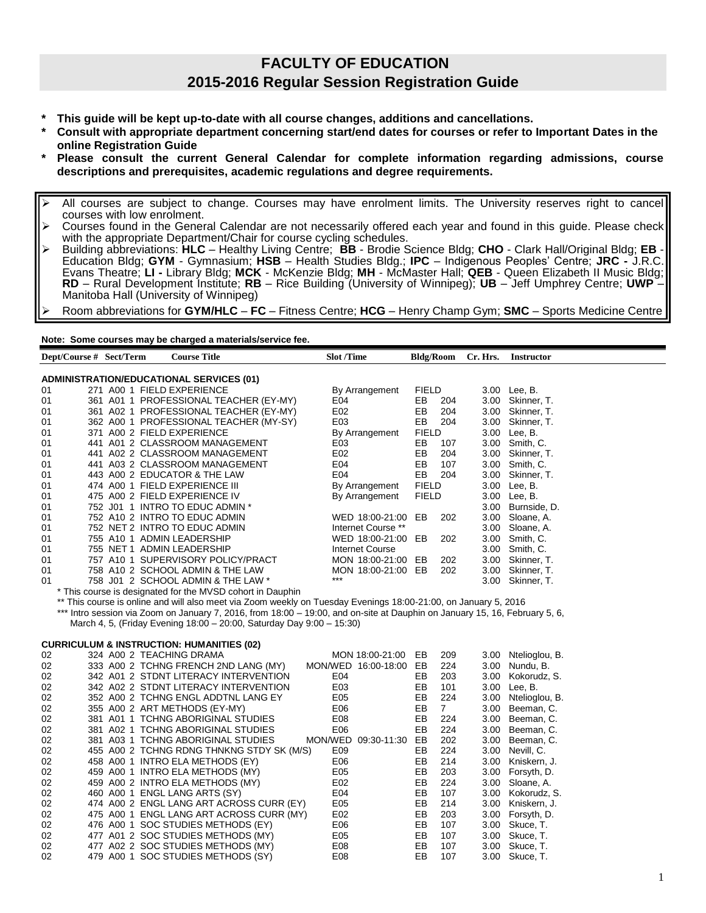# FACULTY OF EDUCATION
## 2015-2016 Regular Session Registration Guide

- **This guide will be kept up-to-date with all course changes, additions and cancellations.**
- **Consult with appropriate department concerning start/end dates for courses or refer to Important Dates in the online Registration Guide**
- **Please consult the current General Calendar for complete information regarding admissions, course descriptions and prerequisites, academic regulations and degree requirements.**

> - All courses are subject to change. Courses may have enrolment limits. The University reserves right to cancel courses with low enrolment.
> - Courses found in the General Calendar are not necessarily offered each year and found in this guide. Please check with the appropriate Department/Chair for course cycling schedules.
> - Building abbreviations: **HLC** – Healthy Living Centre; **BB** - Brodie Science Bldg; **CHO** - Clark Hall/Original Bldg; **EB** - Education Bldg; **GYM** - Gymnasium; **HSB** – Health Studies Bldg.; **IPC** – Indigenous Peoples' Centre; **JRC -** J.R.C. Evans Theatre; **LI -** Library Bldg; **MCK** - McKenzie Bldg; **MH** - McMaster Hall; **QEB** - Queen Elizabeth II Music Bldg; **RD** – Rural Development Institute; **RB** – Rice Building (University of Winnipeg); **UB** – Jeff Umphrey Centre; **UWP** – Manitoba Hall (University of Winnipeg)
> - Room abbreviations for **GYM/HLC** – **FC** – Fitness Centre; **HCG** – Henry Champ Gym; **SMC** – Sports Medicine Centre

**Note: Some courses may be charged a materials/service fee.**

| Dept/Course # | Sect/Term | Course Title | Slot /Time | Bldg/Room | Cr. Hrs. | Instructor |
|---|---|---|---|---|---|---|
| **ADMINISTRATION/EDUCATIONAL SERVICES (01)** | | | | | | |
| 01 271 | A00 1 | FIELD EXPERIENCE | By Arrangement | FIELD | 3.00 | Lee, B. |
| 01 361 | A01 1 | PROFESSIONAL TEACHER (EY-MY) | E04 | EB 204 | 3.00 | Skinner, T. |
| 01 361 | A02 1 | PROFESSIONAL TEACHER (EY-MY) | E02 | EB 204 | 3.00 | Skinner, T. |
| 01 362 | A00 1 | PROFESSIONAL TEACHER (MY-SY) | E03 | EB 204 | 3.00 | Skinner, T. |
| 01 371 | A00 2 | FIELD EXPERIENCE | By Arrangement | FIELD | 3.00 | Lee, B. |
| 01 441 | A01 2 | CLASSROOM MANAGEMENT | E03 | EB 107 | 3.00 | Smith, C. |
| 01 441 | A02 2 | CLASSROOM MANAGEMENT | E02 | EB 204 | 3.00 | Skinner, T. |
| 01 441 | A03 2 | CLASSROOM MANAGEMENT | E04 | EB 107 | 3.00 | Smith, C. |
| 01 443 | A00 2 | EDUCATOR & THE LAW | E04 | EB 204 | 3.00 | Skinner, T. |
| 01 474 | A00 1 | FIELD EXPERIENCE III | By Arrangement | FIELD | 3.00 | Lee, B. |
| 01 475 | A00 2 | FIELD EXPERIENCE IV | By Arrangement | FIELD | 3.00 | Lee, B. |
| 01 752 | J01 1 | INTRO TO EDUC ADMIN * | | | 3.00 | Burnside, D. |
| 01 752 | A10 2 | INTRO TO EDUC ADMIN | WED 18:00-21:00 | EB 202 | 3.00 | Sloane, A. |
| 01 752 | NET 2 | INTRO TO EDUC ADMIN | Internet Course ** | | 3.00 | Sloane, A. |
| 01 755 | A10 1 | ADMIN LEADERSHIP | WED 18:00-21:00 | EB 202 | 3.00 | Smith, C. |
| 01 755 | NET 1 | ADMIN LEADERSHIP | Internet Course | | 3.00 | Smith, C. |
| 01 757 | A10 1 | SUPERVISORY POLICY/PRACT | MON 18:00-21:00 | EB 202 | 3.00 | Skinner, T. |
| 01 758 | A10 2 | SCHOOL ADMIN & THE LAW | MON 18:00-21:00 | EB 202 | 3.00 | Skinner, T. |
| 01 758 | J01 2 | SCHOOL ADMIN & THE LAW * | *** | | 3.00 | Skinner, T. |

\* This course is designated for the MVSD cohort in Dauphin

** This course is online and will also meet via Zoom weekly on Tuesday Evenings 18:00-21:00, on January 5, 2016

*** Intro session via Zoom on January 7, 2016, from 18:00 – 19:00, and on-site at Dauphin on January 15, 16, February 5, 6, March 4, 5, (Friday Evening 18:00 – 20:00, Saturday Day 9:00 – 15:30)

| Dept/Course # | Sect/Term | Course Title | Slot /Time | Bldg/Room | Cr. Hrs. | Instructor |
|---|---|---|---|---|---|---|
| **CURRICULUM & INSTRUCTION: HUMANITIES (02)** | | | | | | |
| 02 324 | A00 2 | TEACHING DRAMA | MON 18:00-21:00 | EB 209 | 3.00 | Ntelioglou, B. |
| 02 333 | A00 2 | TCHNG FRENCH 2ND LANG (MY) | MON/WED 16:00-18:00 | EB 224 | 3.00 | Nundu, B. |
| 02 342 | A01 2 | STDNT LITERACY INTERVENTION | E04 | EB 203 | 3.00 | Kokorudz, S. |
| 02 342 | A02 2 | STDNT LITERACY INTERVENTION | E03 | EB 101 | 3.00 | Lee, B. |
| 02 352 | A00 2 | TCHNG ENGL ADDTNL LANG EY | E05 | EB 224 | 3.00 | Ntelioglou, B. |
| 02 355 | A00 2 | ART METHODS (EY-MY) | E06 | EB 7 | 3.00 | Beeman, C. |
| 02 381 | A01 1 | TCHNG ABORIGINAL STUDIES | E08 | EB 224 | 3.00 | Beeman, C. |
| 02 381 | A02 1 | TCHNG ABORIGINAL STUDIES | E06 | EB 224 | 3.00 | Beeman, C. |
| 02 381 | A03 1 | TCHNG ABORIGINAL STUDIES | MON/WED 09:30-11:30 | EB 202 | 3.00 | Beeman, C. |
| 02 455 | A00 2 | TCHNG RDNG THNKNG STDY SK (M/S) | E09 | EB 224 | 3.00 | Nevill, C. |
| 02 458 | A00 1 | INTRO ELA METHODS (EY) | E06 | EB 214 | 3.00 | Kniskern, J. |
| 02 459 | A00 1 | INTRO ELA METHODS (MY) | E05 | EB 203 | 3.00 | Forsyth, D. |
| 02 459 | A00 2 | INTRO ELA METHODS (MY) | E02 | EB 224 | 3.00 | Sloane, A. |
| 02 460 | A00 1 | ENGL LANG ARTS (SY) | E04 | EB 107 | 3.00 | Kokorudz, S. |
| 02 474 | A00 2 | ENGL LANG ART ACROSS CURR (EY) | E05 | EB 214 | 3.00 | Kniskern, J. |
| 02 475 | A00 1 | ENGL LANG ART ACROSS CURR (MY) | E02 | EB 203 | 3.00 | Forsyth, D. |
| 02 476 | A00 1 | SOC STUDIES METHODS (EY) | E06 | EB 107 | 3.00 | Skuce, T. |
| 02 477 | A01 2 | SOC STUDIES METHODS (MY) | E05 | EB 107 | 3.00 | Skuce, T. |
| 02 477 | A02 2 | SOC STUDIES METHODS (MY) | E08 | EB 107 | 3.00 | Skuce, T. |
| 02 479 | A00 1 | SOC STUDIES METHODS (SY) | E08 | EB 107 | 3.00 | Skuce, T. |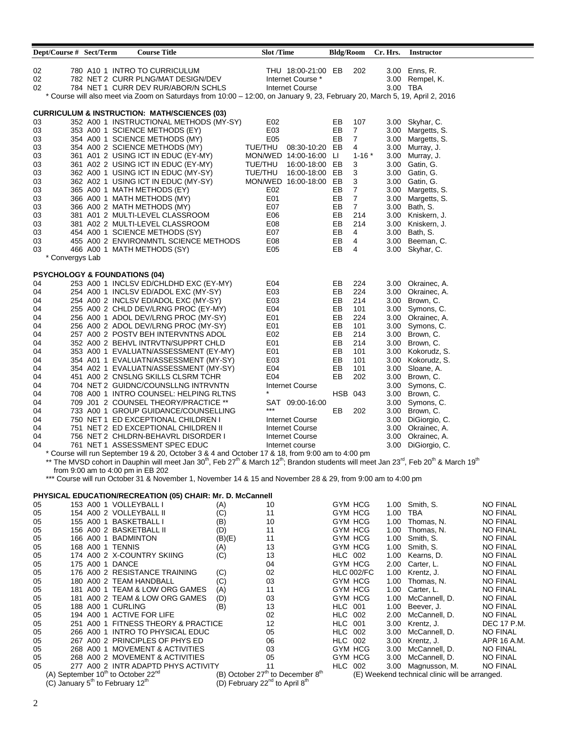| Dept/Course # | Sect/Term | Course Title | Slot /Time | Bldg/Room | Cr. Hrs. | Instructor |
|---|---|---|---|---|---|---|
| 02 | 780 A10 1 | INTRO TO CURRICULUM | THU 18:00-21:00 | EB 202 | 3.00 | Enns, R. |
| 02 | 782 NET 2 | CURR PLNG/MAT DESIGN/DEV | Internet Course * | | 3.00 | Rempel, K. |
| 02 | 784 NET 1 | CURR DEV RUR/ABOR/N SCHLS | Internet Course | | 3.00 | TBA |

\* Course will also meet via Zoom on Saturdays from 10:00 – 12:00, on January 9, 23, February 20, March 5, 19, April 2, 2016

### CURRICULUM & INSTRUCTION: MATH/SCIENCES (03)

| Dept/Course # | Sect/Term | Course Title | Slot /Time | Bldg/Room | Cr. Hrs. | Instructor |
|---|---|---|---|---|---|---|
| 03 | 352 A00 1 | INSTRUCTIONAL METHODS (MY-SY) | E02 | EB 107 | 3.00 | Skyhar, C. |
| 03 | 353 A00 1 | SCIENCE METHODS (EY) | E03 | EB 7 | 3.00 | Margetts, S. |
| 03 | 354 A00 1 | SCIENCE METHODS (MY) | E05 | EB 7 | 3.00 | Margetts, S. |
| 03 | 354 A00 2 | SCIENCE METHODS (MY) | TUE/THU 08:30-10:20 | EB 4 | 3.00 | Murray, J. |
| 03 | 361 A01 2 | USING ICT IN EDUC (EY-MY) | MON/WED 14:00-16:00 | LI 1-16 * | 3.00 | Murray, J. |
| 03 | 361 A02 2 | USING ICT IN EDUC (EY-MY) | TUE/THU 16:00-18:00 | EB 3 | 3.00 | Gatin, G. |
| 03 | 362 A00 1 | USING ICT IN EDUC (MY-SY) | TUE/THU 16:00-18:00 | EB 3 | 3.00 | Gatin, G. |
| 03 | 362 A02 1 | USING ICT IN EDUC (MY-SY) | MON/WED 16:00-18:00 | EB 3 | 3.00 | Gatin, G. |
| 03 | 365 A00 1 | MATH METHODS (EY) | E02 | EB 7 | 3.00 | Margetts, S. |
| 03 | 366 A00 1 | MATH METHODS (MY) | E01 | EB 7 | 3.00 | Margetts, S. |
| 03 | 366 A00 2 | MATH METHODS (MY) | E07 | EB 7 | 3.00 | Bath, S. |
| 03 | 381 A01 2 | MULTI-LEVEL CLASSROOM | E06 | EB 214 | 3.00 | Kniskern, J. |
| 03 | 381 A02 2 | MULTI-LEVEL CLASSROOM | E08 | EB 214 | 3.00 | Kniskern, J. |
| 03 | 454 A00 1 | SCIENCE METHODS (SY) | E07 | EB 4 | 3.00 | Bath, S. |
| 03 | 455 A00 2 | ENVIRONMNTL SCIENCE METHODS | E08 | EB 4 | 3.00 | Beeman, C. |
| 03 | 466 A00 1 | MATH METHODS (SY) | E05 | EB 4 | 3.00 | Skyhar, C. |

\* Convergys Lab

### PSYCHOLOGY & FOUNDATIONS (04)

| Dept/Course # | Sect/Term | Course Title | Slot /Time | Bldg/Room | Cr. Hrs. | Instructor |
|---|---|---|---|---|---|---|
| 04 | 253 A00 1 | INCLSV ED/CHLDHD EXC (EY-MY) | E04 | EB 224 | 3.00 | Okrainec, A. |
| 04 | 254 A00 1 | INCLSV ED/ADOL EXC (MY-SY) | E03 | EB 224 | 3.00 | Okrainec, A. |
| 04 | 254 A00 2 | INCLSV ED/ADOL EXC (MY-SY) | E03 | EB 214 | 3.00 | Brown, C. |
| 04 | 255 A00 2 | CHLD DEV/LRNG PROC (EY-MY) | E04 | EB 101 | 3.00 | Symons, C. |
| 04 | 256 A00 1 | ADOL DEV/LRNG PROC (MY-SY) | E01 | EB 224 | 3.00 | Okrainec, A. |
| 04 | 256 A00 2 | ADOL DEV/LRNG PROC (MY-SY) | E01 | EB 101 | 3.00 | Symons, C. |
| 04 | 257 A00 2 | POSTV BEH INTERVNTNS ADOL | E02 | EB 214 | 3.00 | Brown, C. |
| 04 | 352 A00 2 | BEHVL INTRVTN/SUPPRT CHLD | E01 | EB 214 | 3.00 | Brown, C. |
| 04 | 353 A00 1 | EVALUATN/ASSESSMENT (EY-MY) | E01 | EB 101 | 3.00 | Kokorudz, S. |
| 04 | 354 A01 1 | EVALUATN/ASSESSMENT (MY-SY) | E03 | EB 101 | 3.00 | Kokorudz, S. |
| 04 | 354 A02 1 | EVALUATN/ASSESSMENT (MY-SY) | E04 | EB 101 | 3.00 | Sloane, A. |
| 04 | 451 A00 2 | CNSLNG SKILLS CLSRM TCHR | E04 | EB 202 | 3.00 | Brown, C. |
| 04 | 704 NET 2 | GUIDNC/COUNSLLNG INTRVNTN | Internet Course | | 3.00 | Symons, C. |
| 04 | 708 A00 1 | INTRO COUNSEL: HELPING RLTNS | * | HSB 043 | 3.00 | Brown, C. |
| 04 | 709 J01 2 | COUNSEL THEORY/PRACTICE ** | SAT 09:00-16:00 | | 3.00 | Symons, C. |
| 04 | 733 A00 1 | GROUP GUIDANCE/COUNSELLING | *** | EB 202 | 3.00 | Brown, C. |
| 04 | 750 NET 1 | ED EXCEPTIONAL CHILDREN I | Internet Course | | 3.00 | DiGiorgio, C. |
| 04 | 751 NET 2 | ED EXCEPTIONAL CHILDREN II | Internet Course | | 3.00 | Okrainec, A. |
| 04 | 756 NET 2 | CHLDRN-BEHAVRL DISORDER I | Internet Course | | 3.00 | Okrainec, A. |
| 04 | 761 NET 1 | ASSESSMENT SPEC EDUC | Internet course | | 3.00 | DiGiorgio, C. |

\* Course will run September 19 & 20, October 3 & 4 and October 17 & 18, from 9:00 am to 4:00 pm

\*\* The MVSD cohort in Dauphin will meet Jan 30th, Feb 27th & March 12th; Brandon students will meet Jan 23rd, Feb 20th & March 19th from 9:00 am to 4:00 pm in EB 202

\*\*\* Course will run October 31 & November 1, November 14 & 15 and November 28 & 29, from 9:00 am to 4:00 pm

### PHYSICAL EDUCATION/RECREATION (05) CHAIR: Mr. D. McCannell

| Dept/Course # | Sect/Term | Course Title | | Slot /Time | Bldg/Room | Cr. Hrs. | Instructor | |
|---|---|---|---|---|---|---|---|---|
| 05 | 153 A00 1 | VOLLEYBALL I | (A) | 10 | GYM HCG | 1.00 | Smith, S. | NO FINAL |
| 05 | 154 A00 2 | VOLLEYBALL II | (C) | 11 | GYM HCG | 1.00 | TBA | NO FINAL |
| 05 | 155 A00 1 | BASKETBALL I | (B) | 10 | GYM HCG | 1.00 | Thomas, N. | NO FINAL |
| 05 | 156 A00 2 | BASKETBALL II | (D) | 11 | GYM HCG | 1.00 | Thomas, N. | NO FINAL |
| 05 | 166 A00 1 | BADMINTON | (B)(E) | 11 | GYM HCG | 1.00 | Smith, S. | NO FINAL |
| 05 | 168 A00 1 | TENNIS | (A) | 13 | GYM HCG | 1.00 | Smith, S. | NO FINAL |
| 05 | 174 A00 2 | X-COUNTRY SKIING | (C) | 13 | HLC 002 | 1.00 | Kearns, D. | NO FINAL |
| 05 | 175 A00 1 | DANCE | | 04 | GYM HCG | 2.00 | Carter, L. | NO FINAL |
| 05 | 176 A00 2 | RESISTANCE TRAINING | (C) | 02 | HLC 002/FC | 1.00 | Krentz, J. | NO FINAL |
| 05 | 180 A00 2 | TEAM HANDBALL | (C) | 03 | GYM HCG | 1.00 | Thomas, N. | NO FINAL |
| 05 | 181 A00 1 | TEAM & LOW ORG GAMES | (A) | 11 | GYM HCG | 1.00 | Carter, L. | NO FINAL |
| 05 | 181 A00 2 | TEAM & LOW ORG GAMES | (D) | 03 | GYM HCG | 1.00 | McCannell, D. | NO FINAL |
| 05 | 188 A00 1 | CURLING | (B) | 13 | HLC 001 | 1.00 | Beever, J. | NO FINAL |
| 05 | 194 A00 1 | ACTIVE FOR LIFE | | 02 | HLC 002 | 2.00 | McCannell, D. | NO FINAL |
| 05 | 251 A00 1 | FITNESS THEORY & PRACTICE | | 12 | HLC 001 | 3.00 | Krentz, J. | DEC 17 P.M. |
| 05 | 266 A00 1 | INTRO TO PHYSICAL EDUC | | 05 | HLC 002 | 3.00 | McCannell, D. | NO FINAL |
| 05 | 267 A00 2 | PRINCIPLES OF PHYS ED | | 06 | HLC 002 | 3.00 | Krentz, J. | APR 16 A.M. |
| 05 | 268 A00 1 | MOVEMENT & ACTIVITIES | | 03 | GYM HCG | 3.00 | McCannell, D. | NO FINAL |
| 05 | 268 A00 2 | MOVEMENT & ACTIVITIES | | 05 | GYM HCG | 3.00 | McCannell, D. | NO FINAL |
| 05 | 277 A00 2 | INTR ADAPTD PHYS ACTIVITY | | 11 | HLC 002 | 3.00 | Magnusson, M. | NO FINAL |

(A) September 10th to October 22nd
(B) October 27th to December 8th
(C) January 5th to February 12th
(D) February 22nd to April 8th
(E) Weekend technical clinic will be arranged.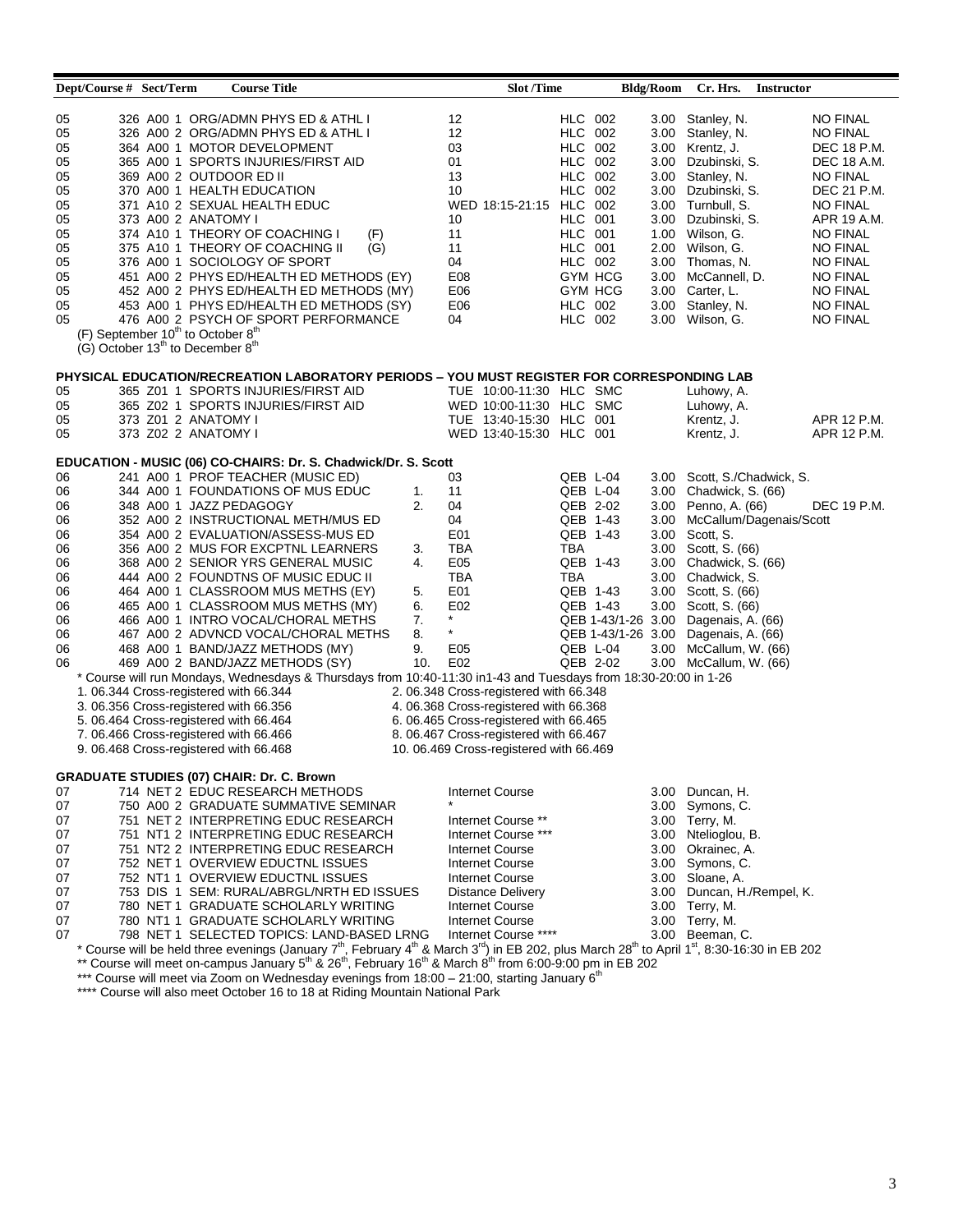| Dept/Course # | Sect/Term | Course Title | Slot /Time | Bldg/Room | Cr. Hrs. | Instructor | |
|---|---|---|---|---|---|---|---|
| 05 | 326 A00 1 | ORG/ADMN PHYS ED & ATHL I | 12 | HLC 002 | 3.00 | Stanley, N. | NO FINAL |
| 05 | 326 A00 2 | ORG/ADMN PHYS ED & ATHL I | 12 | HLC 002 | 3.00 | Stanley, N. | NO FINAL |
| 05 | 364 A00 1 | MOTOR DEVELOPMENT | 03 | HLC 002 | 3.00 | Krentz, J. | DEC 18 P.M. |
| 05 | 365 A00 1 | SPORTS INJURIES/FIRST AID | 01 | HLC 002 | 3.00 | Dzubinski, S. | DEC 18 A.M. |
| 05 | 369 A00 2 | OUTDOOR ED II | 13 | HLC 002 | 3.00 | Stanley, N. | NO FINAL |
| 05 | 370 A00 1 | HEALTH EDUCATION | 10 | HLC 002 | 3.00 | Dzubinski, S. | DEC 21 P.M. |
| 05 | 371 A10 2 | SEXUAL HEALTH EDUC | WED 18:15-21:15 | HLC 002 | 3.00 | Turnbull, S. | NO FINAL |
| 05 | 373 A00 2 | ANATOMY I | 10 | HLC 001 | 3.00 | Dzubinski, S. | APR 19 A.M. |
| 05 | 374 A10 1 | THEORY OF COACHING I (F) | 11 | HLC 001 | 1.00 | Wilson, G. | NO FINAL |
| 05 | 375 A10 1 | THEORY OF COACHING II (G) | 11 | HLC 001 | 2.00 | Wilson, G. | NO FINAL |
| 05 | 376 A00 1 | SOCIOLOGY OF SPORT | 04 | HLC 002 | 3.00 | Thomas, N. | NO FINAL |
| 05 | 451 A00 2 | PHYS ED/HEALTH ED METHODS (EY) | E08 | GYM HCG | 3.00 | McCannell, D. | NO FINAL |
| 05 | 452 A00 2 | PHYS ED/HEALTH ED METHODS (MY) | E06 | GYM HCG | 3.00 | Carter, L. | NO FINAL |
| 05 | 453 A00 1 | PHYS ED/HEALTH ED METHODS (SY) | E06 | HLC 002 | 3.00 | Stanley, N. | NO FINAL |
| 05 | 476 A00 2 | PSYCH OF SPORT PERFORMANCE | 04 | HLC 002 | 3.00 | Wilson, G. | NO FINAL |

(F) September 10th to October 8th
(G) October 13th to December 8th

**PHYSICAL EDUCATION/RECREATION LABORATORY PERIODS – YOU MUST REGISTER FOR CORRESPONDING LAB**

| | | | | | | | |
|---|---|---|---|---|---|---|---|
| 05 | 365 Z01 1 | SPORTS INJURIES/FIRST AID | TUE 10:00-11:30 | HLC SMC | | Luhowy, A. | |
| 05 | 365 Z02 1 | SPORTS INJURIES/FIRST AID | WED 10:00-11:30 | HLC SMC | | Luhowy, A. | |
| 05 | 373 Z01 2 | ANATOMY I | TUE 13:40-15:30 | HLC 001 | | Krentz, J. | APR 12 P.M. |
| 05 | 373 Z02 2 | ANATOMY I | WED 13:40-15:30 | HLC 001 | | Krentz, J. | APR 12 P.M. |

**EDUCATION - MUSIC (06) CO-CHAIRS: Dr. S. Chadwick/Dr. S. Scott**

| | | | | | | | | |
|---|---|---|---|---|---|---|---|---|
| 06 | 241 A00 1 | PROF TEACHER (MUSIC ED) | | 03 | QEB L-04 | 3.00 | Scott, S./Chadwick, S. | |
| 06 | 344 A00 1 | FOUNDATIONS OF MUS EDUC | 1. | 11 | QEB L-04 | 3.00 | Chadwick, S. (66) | |
| 06 | 348 A00 1 | JAZZ PEDAGOGY | 2. | 04 | QEB 2-02 | 3.00 | Penno, A. (66) | DEC 19 P.M. |
| 06 | 352 A00 2 | INSTRUCTIONAL METH/MUS ED | | 04 | QEB 1-43 | 3.00 | McCallum/Dagenais/Scott | |
| 06 | 354 A00 2 | EVALUATION/ASSESS-MUS ED | | E01 | QEB 1-43 | 3.00 | Scott, S. | |
| 06 | 356 A00 2 | MUS FOR EXCPTNL LEARNERS | 3. | TBA | TBA | 3.00 | Scott, S. (66) | |
| 06 | 368 A00 2 | SENIOR YRS GENERAL MUSIC | 4. | E05 | QEB 1-43 | 3.00 | Chadwick, S. (66) | |
| 06 | 444 A00 2 | FOUNDTNS OF MUSIC EDUC II | | TBA | TBA | 3.00 | Chadwick, S. | |
| 06 | 464 A00 1 | CLASSROOM MUS METHS (EY) | 5. | E01 | QEB 1-43 | 3.00 | Scott, S. (66) | |
| 06 | 465 A00 1 | CLASSROOM MUS METHS (MY) | 6. | E02 | QEB 1-43 | 3.00 | Scott, S. (66) | |
| 06 | 466 A00 1 | INTRO VOCAL/CHORAL METHS | 7. | * | QEB 1-43/1-26 | 3.00 | Dagenais, A. (66) | |
| 06 | 467 A00 2 | ADVNCD VOCAL/CHORAL METHS | 8. | * | QEB 1-43/1-26 | 3.00 | Dagenais, A. (66) | |
| 06 | 468 A00 1 | BAND/JAZZ METHODS (MY) | 9. | E05 | QEB L-04 | 3.00 | McCallum, W. (66) | |
| 06 | 469 A00 2 | BAND/JAZZ METHODS (SY) | 10. | E02 | QEB 2-02 | 3.00 | McCallum, W. (66) | |

* Course will run Mondays, Wednesdays & Thursdays from 10:40-11:30 in1-43 and Tuesdays from 18:30-20:00 in 1-26

1. 06.344 Cross-registered with 66.344
2. 06.348 Cross-registered with 66.348
3. 06.356 Cross-registered with 66.356
4. 06.368 Cross-registered with 66.368
5. 06.464 Cross-registered with 66.464
6. 06.465 Cross-registered with 66.465
7. 06.466 Cross-registered with 66.466
8. 06.467 Cross-registered with 66.467
9. 06.468 Cross-registered with 66.468
10. 06.469 Cross-registered with 66.469

**GRADUATE STUDIES (07) CHAIR: Dr. C. Brown**

| | | | | | |
|---|---|---|---|---|---|
| 07 | 714 NET 2 | EDUC RESEARCH METHODS | Internet Course | 3.00 | Duncan, H. |
| 07 | 750 A00 2 | GRADUATE SUMMATIVE SEMINAR | * | 3.00 | Symons, C. |
| 07 | 751 NET 2 | INTERPRETING EDUC RESEARCH | Internet Course ** | 3.00 | Terry, M. |
| 07 | 751 NT1 2 | INTERPRETING EDUC RESEARCH | Internet Course *** | 3.00 | Ntelioglou, B. |
| 07 | 751 NT2 2 | INTERPRETING EDUC RESEARCH | Internet Course | 3.00 | Okrainec, A. |
| 07 | 752 NET 1 | OVERVIEW EDUCTNL ISSUES | Internet Course | 3.00 | Symons, C. |
| 07 | 752 NT1 1 | OVERVIEW EDUCTNL ISSUES | Internet Course | 3.00 | Sloane, A. |
| 07 | 753 DIS 1 | SEM: RURAL/ABRGL/NRTH ED ISSUES | Distance Delivery | 3.00 | Duncan, H./Rempel, K. |
| 07 | 780 NET 1 | GRADUATE SCHOLARLY WRITING | Internet Course | 3.00 | Terry, M. |
| 07 | 780 NT1 1 | GRADUATE SCHOLARLY WRITING | Internet Course | 3.00 | Terry, M. |
| 07 | 798 NET 1 | SELECTED TOPICS: LAND-BASED LRNG | Internet Course **** | 3.00 | Beeman, C. |

* Course will be held three evenings (January 7th, February 4th & March 3rd) in EB 202, plus March 28th to April 1st, 8:30-16:30 in EB 202
** Course will meet on-campus January 5th & 26th, February 16th & March 8th from 6:00-9:00 pm in EB 202
*** Course will meet via Zoom on Wednesday evenings from 18:00 – 21:00, starting January 6th
**** Course will also meet October 16 to 18 at Riding Mountain National Park